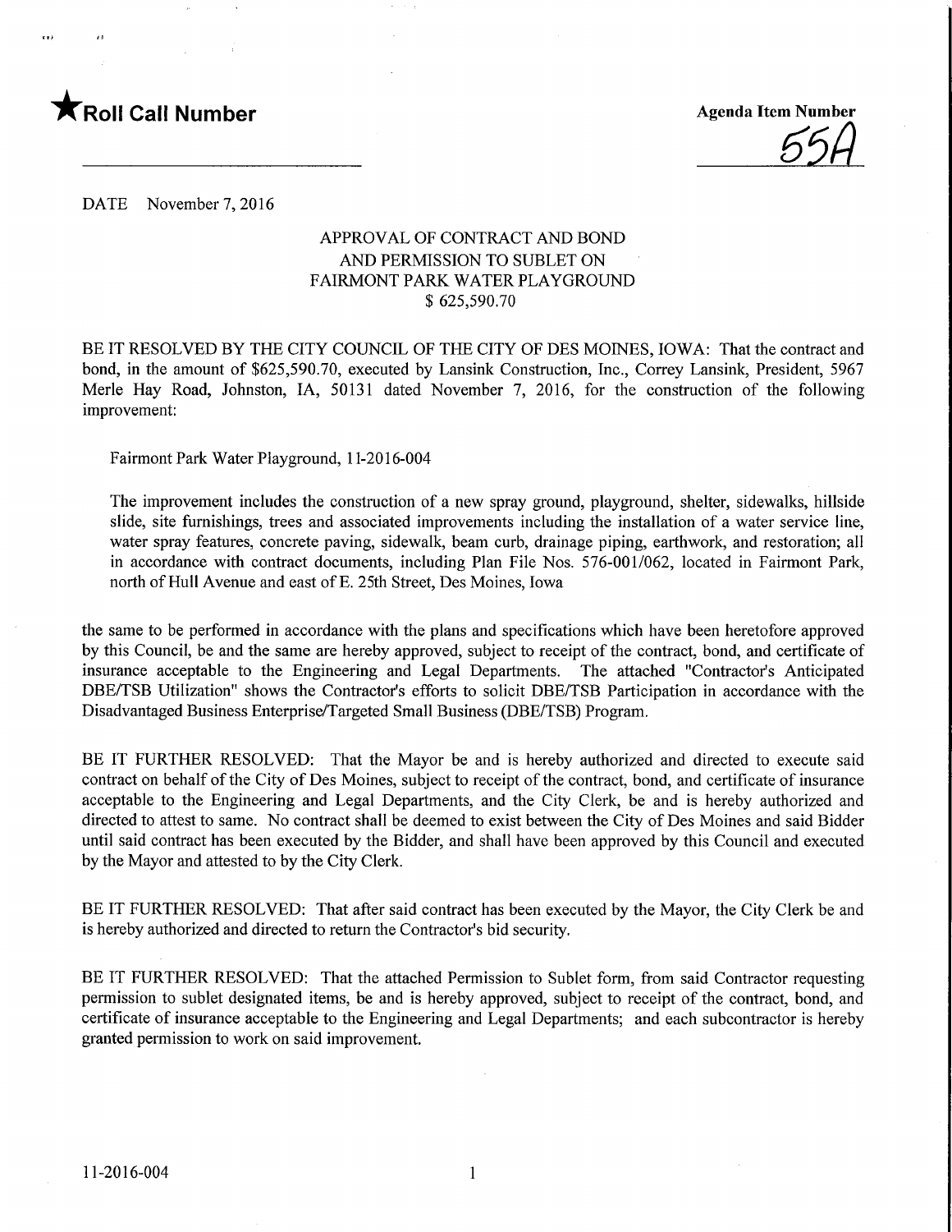**★Roll Call Number**

**Agenda Item Number**
55A

DATE November 7, 2016

APPROVAL OF CONTRACT AND BOND
AND PERMISSION TO SUBLET ON
FAIRMONT PARK WATER PLAYGROUND
$ 625,590.70

BE IT RESOLVED BY THE CITY COUNCIL OF THE CITY OF DES MOINES, IOWA: That the contract and bond, in the amount of $625,590.70, executed by Lansink Construction, Inc., Correy Lansink, President, 5967 Merle Hay Road, Johnston, IA, 50131 dated November 7, 2016, for the construction of the following improvement:

Fairmont Park Water Playground, 11-2016-004

The improvement includes the construction of a new spray ground, playground, shelter, sidewalks, hillside slide, site furnishings, trees and associated improvements including the installation of a water service line, water spray features, concrete paving, sidewalk, beam curb, drainage piping, earthwork, and restoration; all in accordance with contract documents, including Plan File Nos. 576-001/062, located in Fairmont Park, north of Hull Avenue and east of E. 25th Street, Des Moines, Iowa

the same to be performed in accordance with the plans and specifications which have been heretofore approved by this Council, be and the same are hereby approved, subject to receipt of the contract, bond, and certificate of insurance acceptable to the Engineering and Legal Departments. The attached "Contractor's Anticipated DBE/TSB Utilization" shows the Contractor's efforts to solicit DBE/TSB Participation in accordance with the Disadvantaged Business Enterprise/Targeted Small Business (DBE/TSB) Program.

BE IT FURTHER RESOLVED: That the Mayor be and is hereby authorized and directed to execute said contract on behalf of the City of Des Moines, subject to receipt of the contract, bond, and certificate of insurance acceptable to the Engineering and Legal Departments, and the City Clerk, be and is hereby authorized and directed to attest to same. No contract shall be deemed to exist between the City of Des Moines and said Bidder until said contract has been executed by the Bidder, and shall have been approved by this Council and executed by the Mayor and attested to by the City Clerk.

BE IT FURTHER RESOLVED: That after said contract has been executed by the Mayor, the City Clerk be and is hereby authorized and directed to return the Contractor's bid security.

BE IT FURTHER RESOLVED: That the attached Permission to Sublet form, from said Contractor requesting permission to sublet designated items, be and is hereby approved, subject to receipt of the contract, bond, and certificate of insurance acceptable to the Engineering and Legal Departments; and each subcontractor is hereby granted permission to work on said improvement.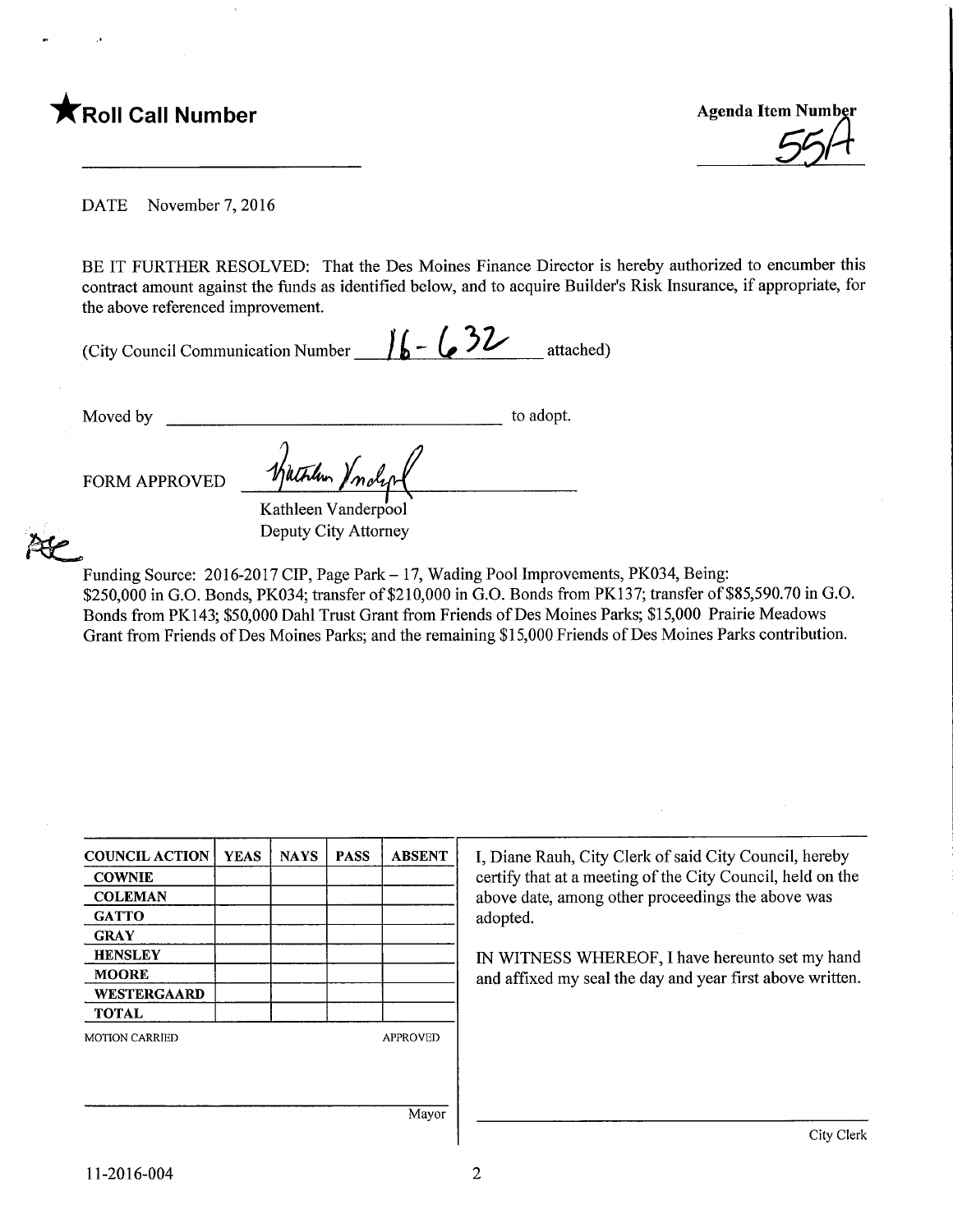★**Roll Call Number**

**Agenda Item Number**
55A

DATE November 7, 2016

BE IT FURTHER RESOLVED: That the Des Moines Finance Director is hereby authorized to encumber this contract amount against the funds as identified below, and to acquire Builder's Risk Insurance, if appropriate, for the above referenced improvement.

(City Council Communication Number 16-632 attached)

Moved by ______________________________ to adopt.

FORM APPROVED

Kathleen Vanderpool
Deputy City Attorney

Funding Source: 2016-2017 CIP, Page Park – 17, Wading Pool Improvements, PK034, Being: $250,000 in G.O. Bonds, PK034; transfer of $210,000 in G.O. Bonds from PK137; transfer of $85,590.70 in G.O. Bonds from PK143; $50,000 Dahl Trust Grant from Friends of Des Moines Parks; $15,000 Prairie Meadows Grant from Friends of Des Moines Parks; and the remaining $15,000 Friends of Des Moines Parks contribution.

| COUNCIL ACTION | YEAS | NAYS | PASS | ABSENT |
|---|---|---|---|---|
| COWNIE | | | | |
| COLEMAN | | | | |
| GATTO | | | | |
| GRAY | | | | |
| HENSLEY | | | | |
| MOORE | | | | |
| WESTERGAARD | | | | |
| TOTAL | | | | |

MOTION CARRIED APPROVED

Mayor

I, Diane Rauh, City Clerk of said City Council, hereby certify that at a meeting of the City Council, held on the above date, among other proceedings the above was adopted.

IN WITNESS WHEREOF, I have hereunto set my hand and affixed my seal the day and year first above written.

City Clerk

11-2016-004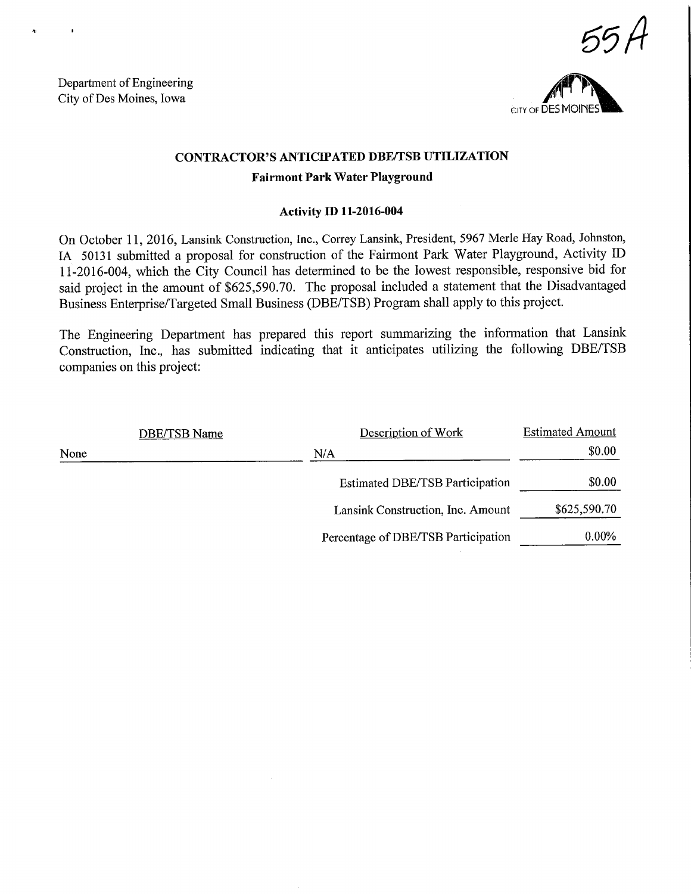55A

Department of Engineering
City of Des Moines, Iowa

CITY OF DES MOINES

## CONTRACTOR'S ANTICIPATED DBE/TSB UTILIZATION

### Fairmont Park Water Playground

**Activity ID 11-2016-004**

On October 11, 2016, Lansink Construction, Inc., Correy Lansink, President, 5967 Merle Hay Road, Johnston, IA 50131 submitted a proposal for construction of the Fairmont Park Water Playground, Activity ID 11-2016-004, which the City Council has determined to be the lowest responsible, responsive bid for said project in the amount of $625,590.70. The proposal included a statement that the Disadvantaged Business Enterprise/Targeted Small Business (DBE/TSB) Program shall apply to this project.

The Engineering Department has prepared this report summarizing the information that Lansink Construction, Inc., has submitted indicating that it anticipates utilizing the following DBE/TSB companies on this project:

| DBE/TSB Name | Description of Work | Estimated Amount |
|---|---|---|
| None | N/A | $0.00 |
| | Estimated DBE/TSB Participation | $0.00 |
| | Lansink Construction, Inc. Amount | $625,590.70 |
| | Percentage of DBE/TSB Participation | 0.00% |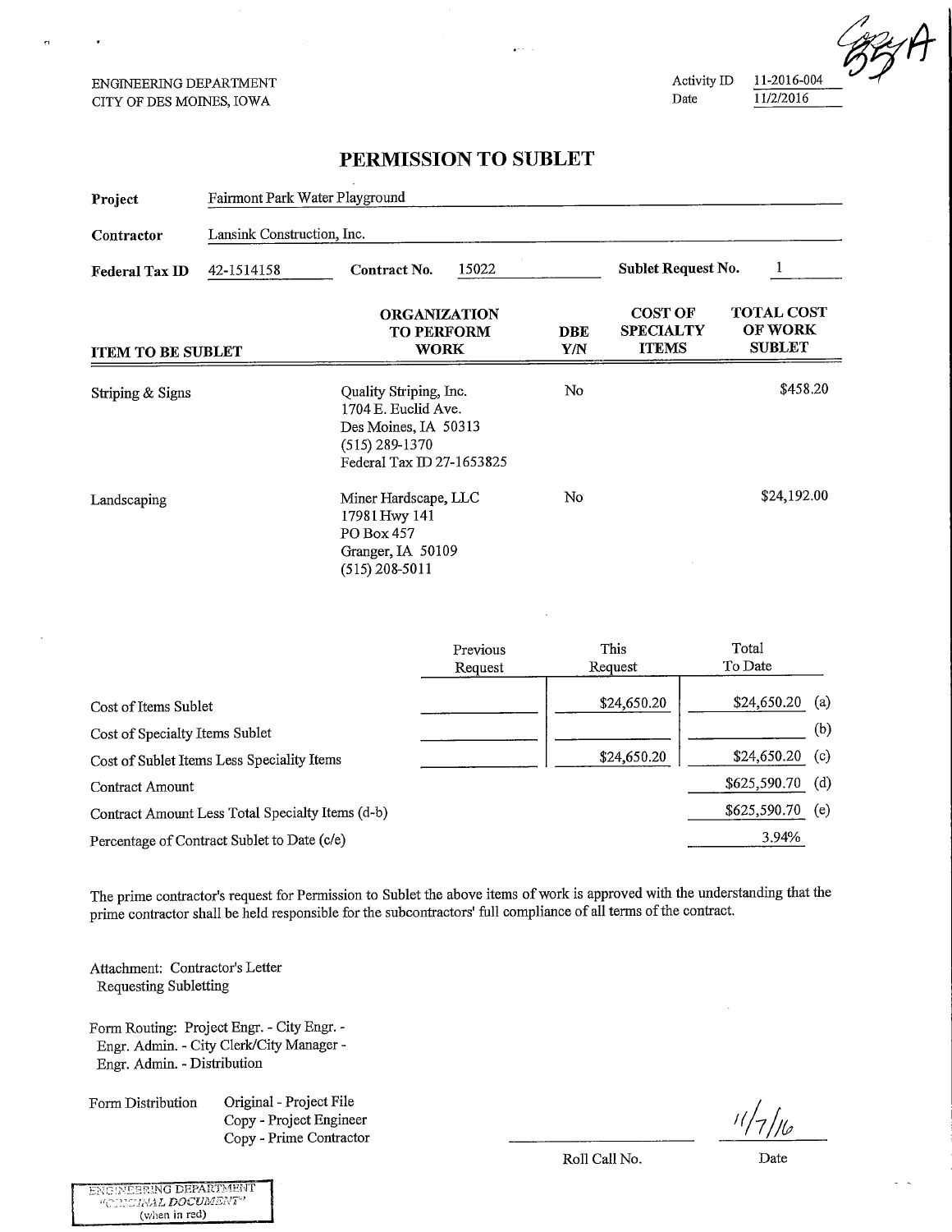ENGINEERING DEPARTMENT
CITY OF DES MOINES, IOWA

Activity ID 11-2016-004
Date 11/2/2016

# PERMISSION TO SUBLET

**Project** Fairmont Park Water Playground

**Contractor** Lansink Construction, Inc.

**Federal Tax ID** 42-1514158 **Contract No.** 15022 **Sublet Request No.** 1

| ITEM TO BE SUBLET | ORGANIZATION TO PERFORM WORK | DBE Y/N | COST OF SPECIALTY ITEMS | TOTAL COST OF WORK SUBLET |
|---|---|---|---|---|
| Striping & Signs | Quality Striping, Inc.<br>1704 E. Euclid Ave.<br>Des Moines, IA 50313<br>(515) 289-1370<br>Federal Tax ID 27-1653825 | No | | $458.20 |
| Landscaping | Miner Hardscape, LLC<br>17981 Hwy 141<br>PO Box 457<br>Granger, IA 50109<br>(515) 208-5011 | No | | $24,192.00 |

| | Previous Request | This Request | Total To Date | |
|---|---|---|---|---|
| Cost of Items Sublet | | $24,650.20 | $24,650.20 | (a) |
| Cost of Specialty Items Sublet | | | | (b) |
| Cost of Sublet Items Less Speciality Items | | $24,650.20 | $24,650.20 | (c) |
| Contract Amount | | | $625,590.70 | (d) |
| Contract Amount Less Total Specialty Items (d-b) | | | $625,590.70 | (e) |
| Percentage of Contract Sublet to Date (c/e) | | | 3.94% | |

The prime contractor's request for Permission to Sublet the above items of work is approved with the understanding that the prime contractor shall be held responsible for the subcontractors' full compliance of all terms of the contract.

Attachment: Contractor's Letter
Requesting Subletting

Form Routing: Project Engr. - City Engr. -
Engr. Admin. - City Clerk/City Manager -
Engr. Admin. - Distribution

Form Distribution
Original - Project File
Copy - Project Engineer
Copy - Prime Contractor

Roll Call No. ____________ Date 11/7/16

ENGINEERING DEPARTMENT
"ORIGINAL DOCUMENT"
(when in red)